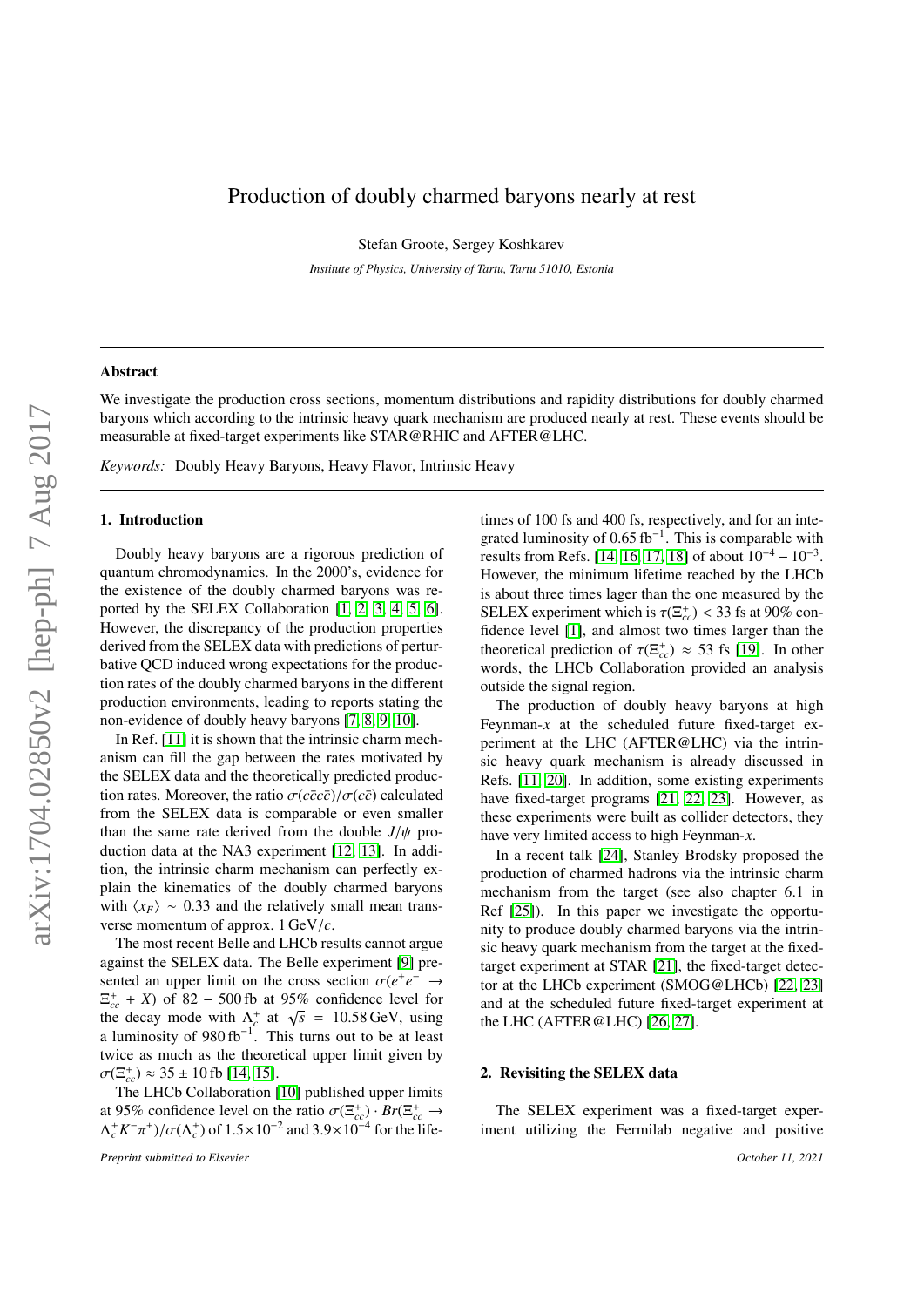# Production of doubly charmed baryons nearly at rest

Stefan Groote, Sergey Koshkarev

*Institute of Physics, University of Tartu, Tartu 51010, Estonia*

## Abstract

We investigate the production cross sections, momentum distributions and rapidity distributions for doubly charmed baryons which according to the intrinsic heavy quark mechanism are produced nearly at rest. These events should be measurable at fixed-target experiments like STAR@RHIC and AFTER@LHC.

*Keywords:* Doubly Heavy Baryons, Heavy Flavor, Intrinsic Heavy

## 1. Introduction

Doubly heavy baryons are a rigorous prediction of quantum chromodynamics. In the 2000's, evidence for the existence of the doubly charmed baryons was reported by the SELEX Collaboration [1, 2, 3, 4, 5, 6]. However, the discrepancy of the production properties derived from the SELEX data with predictions of perturbative QCD induced wrong expectations for the production rates of the doubly charmed baryons in the different production environments, leading to reports stating the non-evidence of doubly heavy baryons [7, 8, 9, 10].

In Ref. [11] it is shown that the intrinsic charm mechanism can fill the gap between the rates motivated by the SELEX data and the theoretically predicted production rates. Moreover, the ratio $\sigma(c\bar{c}c\bar{c})/\sigma(c\bar{c})$ calculated from the SELEX data is comparable or even smaller than the same rate derived from the double $J/\psi$ production data at the NA3 experiment [12, 13]. In addition, the intrinsic charm mechanism can perfectly explain the kinematics of the doubly charmed baryons with $\langle x_F \rangle \sim 0.33$ and the relatively small mean transverse momentum of approx. $1\,\mathrm{GeV}/c$.

The most recent Belle and LHCb results cannot argue against the SELEX data. The Belle experiment [9] presented an upper limit on the cross section $\sigma(e^+e^- \to \Xi^+_{cc} + X)$ of $82 - 500\,\mathrm{fb}$ at 95% confidence level for the decay mode with $\Lambda^+_c$ at $\sqrt{s} = 10.58\,\mathrm{GeV}$, using a luminosity of $980\,\mathrm{fb}^{-1}$. This turns out to be at least twice as much as the theoretical upper limit given by $\sigma(\Xi^+_{cc}) \approx 35 \pm 10\,\mathrm{fb}$ [14, 15].

The LHCb Collaboration [10] published upper limits at 95% confidence level on the ratio $\sigma(\Xi^+_{cc}) \cdot Br(\Xi^+_{cc} \to \Lambda^+_c K^- \pi^+)/\sigma(\Lambda^+_c)$ of $1.5\times10^{-2}$ and $3.9\times10^{-4}$ for the lifetimes of 100 fs and 400 fs, respectively, and for an integrated luminosity of $0.65\,\mathrm{fb}^{-1}$. This is comparable with results from Refs. [14, 16, 17, 18] of about $10^{-4} - 10^{-3}$. However, the minimum lifetime reached by the LHCb is about three times lager than the one measured by the SELEX experiment which is $\tau(\Xi^+_{cc}) < 33$ fs at 90% confidence level [1], and almost two times larger than the theoretical prediction of $\tau(\Xi^+_{cc}) \approx 53$ fs [19]. In other words, the LHCb Collaboration provided an analysis outside the signal region.

The production of doubly heavy baryons at high Feynman-$x$ at the scheduled future fixed-target experiment at the LHC (AFTER@LHC) via the intrinsic heavy quark mechanism is already discussed in Refs. [11, 20]. In addition, some existing experiments have fixed-target programs [21, 22, 23]. However, as these experiments were built as collider detectors, they have very limited access to high Feynman-$x$.

In a recent talk [24], Stanley Brodsky proposed the production of charmed hadrons via the intrinsic charm mechanism from the target (see also chapter 6.1 in Ref [25]). In this paper we investigate the opportunity to produce doubly charmed baryons via the intrinsic heavy quark mechanism from the target at the fixed-target experiment at STAR [21], the fixed-target detector at the LHCb experiment (SMOG@LHCb) [22, 23] and at the scheduled future fixed-target experiment at the LHC (AFTER@LHC) [26, 27].

## 2. Revisiting the SELEX data

The SELEX experiment was a fixed-target experiment utilizing the Fermilab negative and positive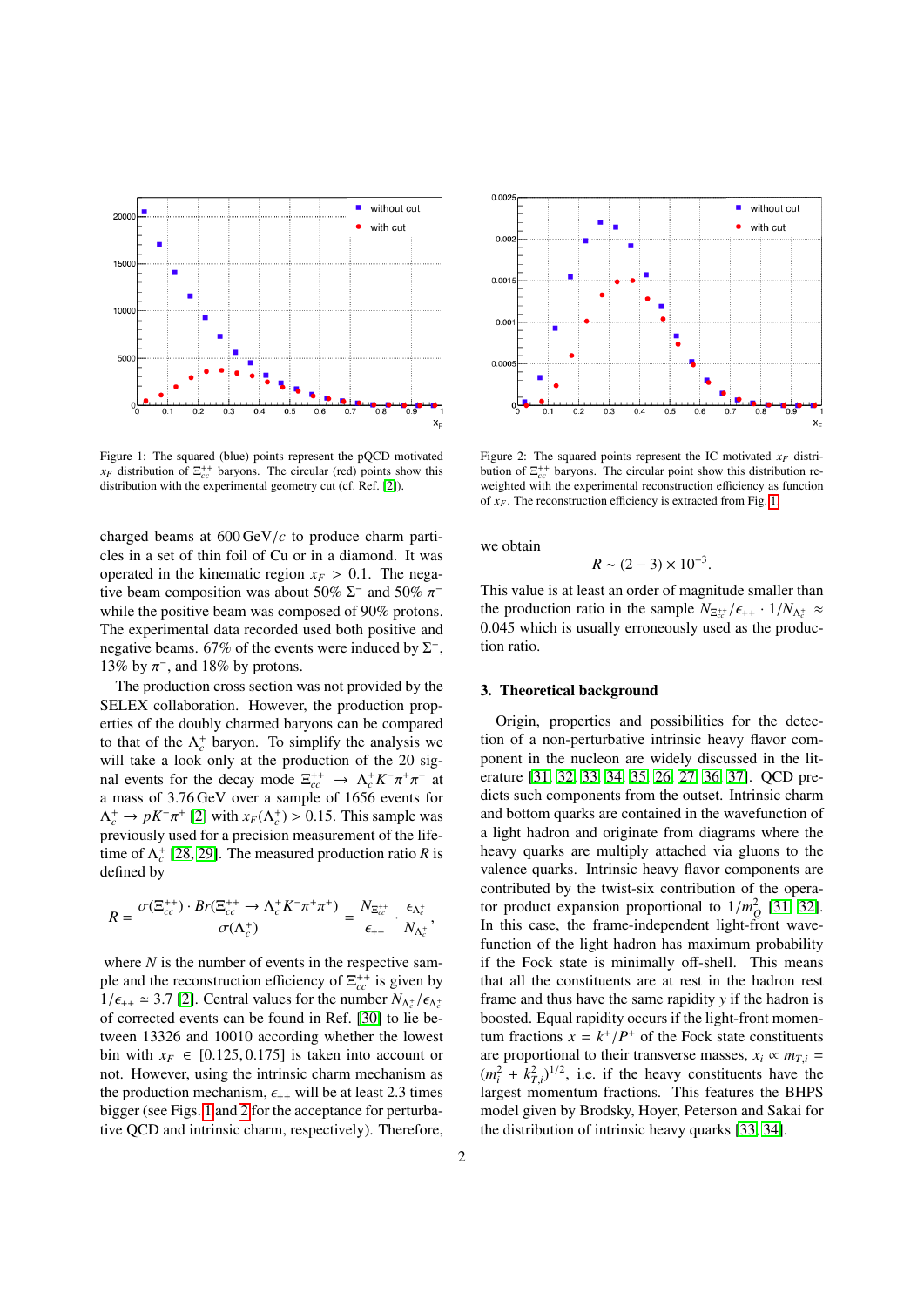Figure 1: The squared (blue) points represent the pQCD motivated $x_F$ distribution of $\Xi_{cc}^{++}$ baryons. The circular (red) points show this distribution with the experimental geometry cut (cf. Ref. [2]).

Figure 2: The squared points represent the IC motivated $x_F$ distribution of $\Xi_{cc}^{++}$ baryons. The circular point show this distribution reweighted with the experimental reconstruction efficiency as function of $x_F$. The reconstruction efficiency is extracted from Fig. 1.

charged beams at 600 GeV/$c$ to produce charm particles in a set of thin foil of Cu or in a diamond. It was operated in the kinematic region $x_F > 0.1$. The negative beam composition was about 50% $\Sigma^-$ and 50% $\pi^-$ while the positive beam was composed of 90% protons. The experimental data recorded used both positive and negative beams. 67% of the events were induced by $\Sigma^-$, 13% by $\pi^-$, and 18% by protons.

The production cross section was not provided by the SELEX collaboration. However, the production properties of the doubly charmed baryons can be compared to that of the $\Lambda_c^+$ baryon. To simplify the analysis we will take a look only at the production of the 20 signal events for the decay mode $\Xi_{cc}^{++} \to \Lambda_c^+ K^- \pi^+ \pi^+$ at a mass of 3.76 GeV over a sample of 1656 events for $\Lambda_c^+ \to pK^-\pi^+$ [2] with $x_F(\Lambda_c^+) > 0.15$. This sample was previously used for a precision measurement of the lifetime of $\Lambda_c^+$ [28, 29]. The measured production ratio $R$ is defined by

$$R = \frac{\sigma(\Xi_{cc}^{++}) \cdot Br(\Xi_{cc}^{++} \to \Lambda_c^+ K^- \pi^+ \pi^+)}{\sigma(\Lambda_c^+)} = \frac{N_{\Xi_{cc}^{++}}}{\epsilon_{++}} \cdot \frac{\epsilon_{\Lambda_c^+}}{N_{\Lambda_c^+}},$$

where $N$ is the number of events in the respective sample and the reconstruction efficiency of $\Xi_{cc}^{++}$ is given by $1/\epsilon_{++} \simeq 3.7$ [2]. Central values for the number $N_{\Lambda_c^+}/\epsilon_{\Lambda_c^+}$ of corrected events can be found in Ref. [30] to lie between 13326 and 10010 according whether the lowest bin with $x_F \in [0.125, 0.175]$ is taken into account or not. However, using the intrinsic charm mechanism as the production mechanism, $\epsilon_{++}$ will be at least 2.3 times bigger (see Figs. 1 and 2 for the acceptance for perturbative QCD and intrinsic charm, respectively). Therefore, we obtain

$$R \sim (2-3) \times 10^{-3}.$$

This value is at least an order of magnitude smaller than the production ratio in the sample $N_{\Xi_{cc}^{++}}/\epsilon_{++} \cdot 1/N_{\Lambda_c^+} \approx 0.045$ which is usually erroneously used as the production ratio.

## 3. Theoretical background

Origin, properties and possibilities for the detection of a non-perturbative intrinsic heavy flavor component in the nucleon are widely discussed in the literature [31, 32, 33, 34, 35, 26, 27, 36, 37]. QCD predicts such components from the outset. Intrinsic charm and bottom quarks are contained in the wavefunction of a light hadron and originate from diagrams where the heavy quarks are multiply attached via gluons to the valence quarks. Intrinsic heavy flavor components are contributed by the twist-six contribution of the operator product expansion proportional to $1/m_Q^2$ [31, 32]. In this case, the frame-independent light-front wavefunction of the light hadron has maximum probability if the Fock state is minimally off-shell. This means that all the constituents are at rest in the hadron rest frame and thus have the same rapidity $y$ if the hadron is boosted. Equal rapidity occurs if the light-front momentum fractions $x = k^+/P^+$ of the Fock state constituents are proportional to their transverse masses, $x_i \propto m_{T,i} = (m_i^2 + k_{T,i}^2)^{1/2}$, i.e. if the heavy constituents have the largest momentum fractions. This features the BHPS model given by Brodsky, Hoyer, Peterson and Sakai for the distribution of intrinsic heavy quarks [33, 34].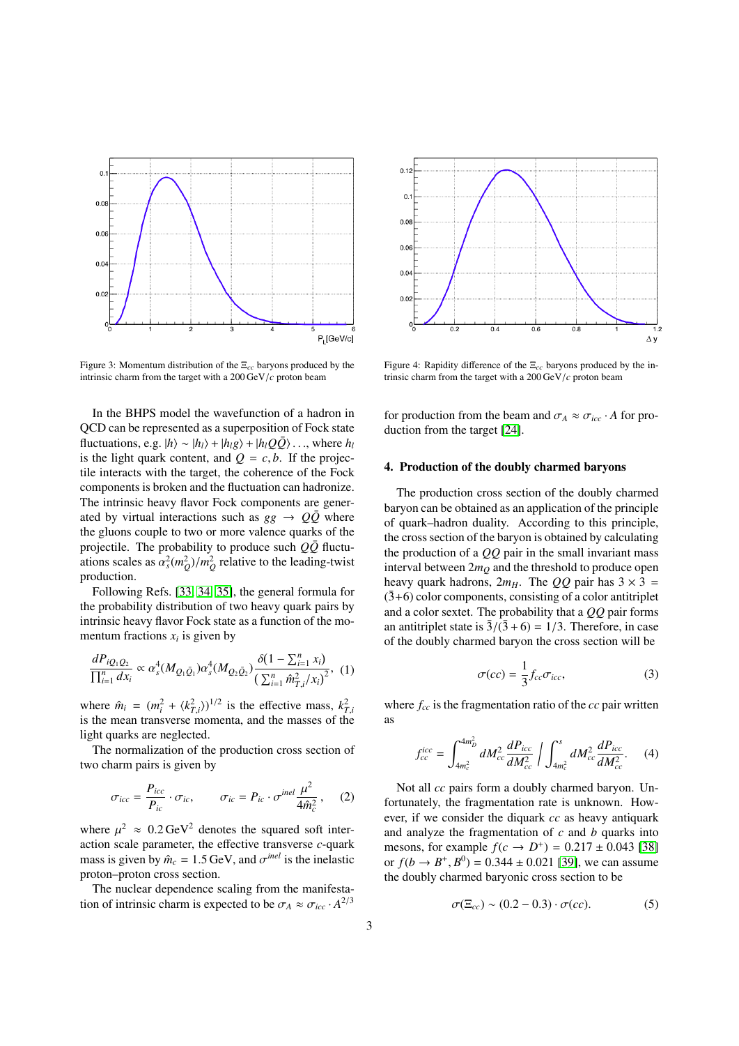Figure 3: Momentum distribution of the $\Xi_{cc}$ baryons produced by the intrinsic charm from the target with a 200 GeV/$c$ proton beam

Figure 4: Rapidity difference of the $\Xi_{cc}$ baryons produced by the intrinsic charm from the target with a 200 GeV/$c$ proton beam

In the BHPS model the wavefunction of a hadron in QCD can be represented as a superposition of Fock state fluctuations, e.g. $|h\rangle \sim |h_l\rangle + |h_l g\rangle + |h_l Q\bar{Q}\rangle \ldots$, where $h_l$ is the light quark content, and $Q = c, b$. If the projectile interacts with the target, the coherence of the Fock components is broken and the fluctuation can hadronize. The intrinsic heavy flavor Fock components are generated by virtual interactions such as $gg \to Q\bar{Q}$ where the gluons couple to two or more valence quarks of the projectile. The probability to produce such $Q\bar{Q}$ fluctuations scales as $\alpha_s^2(m_Q^2)/m_Q^2$ relative to the leading-twist production.

Following Refs. [33, 34, 35], the general formula for the probability distribution of two heavy quark pairs by intrinsic heavy flavor Fock state as a function of the momentum fractions $x_i$ is given by

$$\frac{dP_{iQ_1Q_2}}{\prod_{i=1}^{n} dx_i} \propto \alpha_s^4(M_{Q_1\bar{Q}_1})\alpha_s^4(M_{Q_2\bar{Q}_2})\frac{\delta(1-\sum_{i=1}^{n} x_i)}{\left(\sum_{i=1}^{n} \hat{m}_{T,i}^2/x_i\right)^2}, \quad (1)$$

where $\hat{m}_i = (m_i^2 + \langle k_{T,i}^2\rangle)^{1/2}$ is the effective mass, $k_{T,i}^2$ is the mean transverse momenta, and the masses of the light quarks are neglected.

The normalization of the production cross section of two charm pairs is given by

$$\sigma_{icc} = \frac{P_{icc}}{P_{ic}} \cdot \sigma_{ic}, \qquad \sigma_{ic} = P_{ic} \cdot \sigma^{inel}\frac{\mu^2}{4\hat{m}_c^2}, \quad (2)$$

where $\mu^2 \approx 0.2\,\text{GeV}^2$ denotes the squared soft interaction scale parameter, the effective transverse $c$-quark mass is given by $\hat{m}_c = 1.5\,\text{GeV}$, and $\sigma^{inel}$ is the inelastic proton–proton cross section.

The nuclear dependence scaling from the manifestation of intrinsic charm is expected to be $\sigma_A \approx \sigma_{icc} \cdot A^{2/3}$ for production from the beam and $\sigma_A \approx \sigma_{icc} \cdot A$ for production from the target [24].

## 4. Production of the doubly charmed baryons

The production cross section of the doubly charmed baryon can be obtained as an application of the principle of quark–hadron duality. According to this principle, the cross section of the baryon is obtained by calculating the production of a $QQ$ pair in the small invariant mass interval between $2m_Q$ and the threshold to produce open heavy quark hadrons, $2m_H$. The $QQ$ pair has $3 \times 3 = (\bar{3}+6)$ color components, consisting of a color antitriplet and a color sextet. The probability that a $QQ$ pair forms an antitriplet state is $\bar{3}/(\bar{3}+6) = 1/3$. Therefore, in case of the doubly charmed baryon the cross section will be

$$\sigma(cc) = \frac{1}{3} f_{cc}\sigma_{icc}, \quad (3)$$

where $f_{cc}$ is the fragmentation ratio of the $cc$ pair written as

$$f_{cc}^{icc} = \int_{4m_c^2}^{4m_D^2} dM_{cc}^2 \frac{dP_{icc}}{dM_{cc}^2} \Bigg/ \int_{4m_c^2}^{s} dM_{cc}^2 \frac{dP_{icc}}{dM_{cc}^2}. \quad (4)$$

Not all $cc$ pairs form a doubly charmed baryon. Unfortunately, the fragmentation rate is unknown. However, if we consider the diquark $cc$ as heavy antiquark and analyze the fragmentation of $c$ and $b$ quarks into mesons, for example $f(c \to D^+) = 0.217 \pm 0.043$ [38] or $f(b \to B^+, B^0) = 0.344 \pm 0.021$ [39], we can assume the doubly charmed baryonic cross section to be

$$\sigma(\Xi_{cc}) \sim (0.2 - 0.3) \cdot \sigma(cc). \quad (5)$$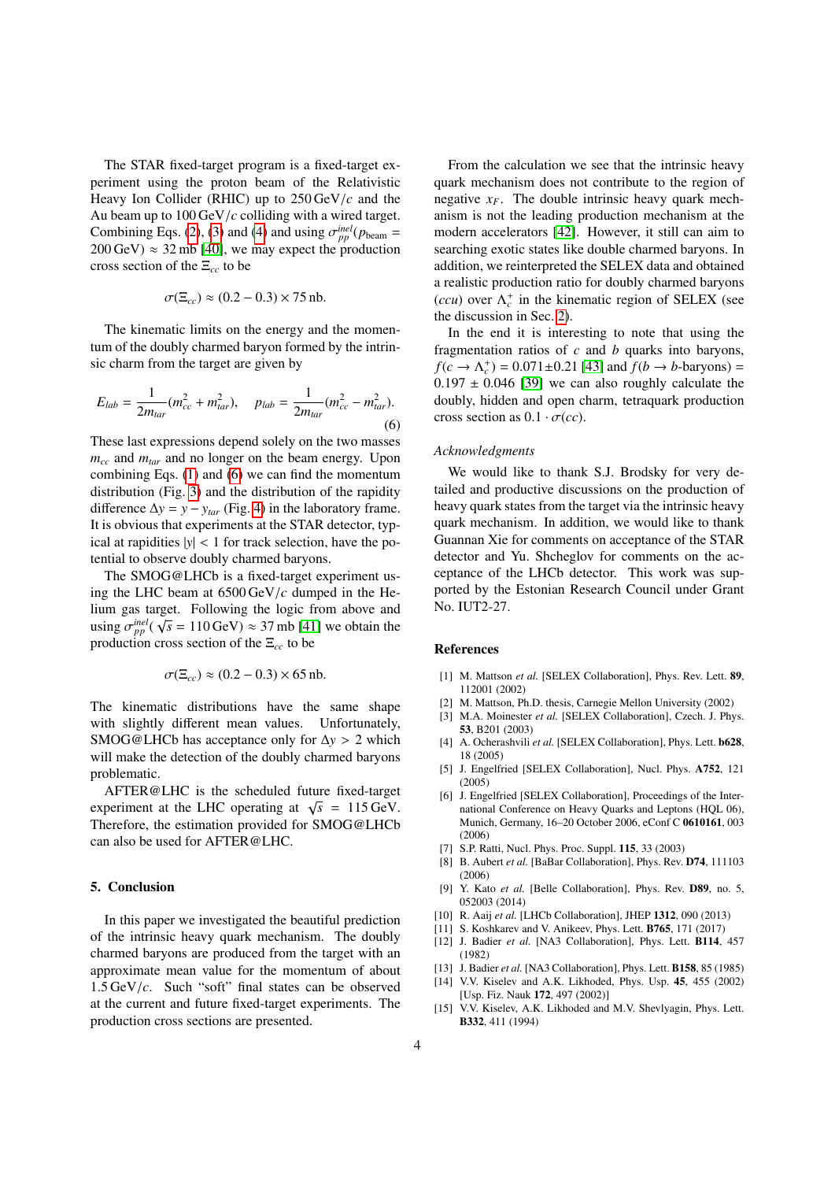The STAR fixed-target program is a fixed-target experiment using the proton beam of the Relativistic Heavy Ion Collider (RHIC) up to 250 GeV/$c$ and the Au beam up to 100 GeV/$c$ colliding with a wired target. Combining Eqs. (2), (3) and (4) and using $\sigma^{inel}_{pp}(p_{\rm beam} = 200\,{\rm GeV}) \approx 32$ mb [40], we may expect the production cross section of the $\Xi_{cc}$ to be

$$\sigma(\Xi_{cc}) \approx (0.2 - 0.3) \times 75\,{\rm nb}.$$

The kinematic limits on the energy and the momentum of the doubly charmed baryon formed by the intrinsic charm from the target are given by

$$E_{lab} = \frac{1}{2m_{tar}}(m^2_{cc} + m^2_{tar}), \quad p_{lab} = \frac{1}{2m_{tar}}(m^2_{cc} - m^2_{tar}). \tag{6}$$

These last expressions depend solely on the two masses $m_{cc}$ and $m_{tar}$ and no longer on the beam energy. Upon combining Eqs. (1) and (6) we can find the momentum distribution (Fig. 3) and the distribution of the rapidity difference $\Delta y = y - y_{tar}$ (Fig. 4) in the laboratory frame. It is obvious that experiments at the STAR detector, typical at rapidities $|y| < 1$ for track selection, have the potential to observe doubly charmed baryons.

The SMOG@LHCb is a fixed-target experiment using the LHC beam at 6500 GeV/$c$ dumped in the Helium gas target. Following the logic from above and using $\sigma^{inel}_{pp}(\sqrt{s} = 110\,{\rm GeV}) \approx 37$ mb [41] we obtain the production cross section of the $\Xi_{cc}$ to be

$$\sigma(\Xi_{cc}) \approx (0.2 - 0.3) \times 65\,{\rm nb}.$$

The kinematic distributions have the same shape with slightly different mean values. Unfortunately, SMOG@LHCb has acceptance only for $\Delta y > 2$ which will make the detection of the doubly charmed baryons problematic.

AFTER@LHC is the scheduled future fixed-target experiment at the LHC operating at $\sqrt{s} = 115$ GeV. Therefore, the estimation provided for SMOG@LHCb can also be used for AFTER@LHC.

## 5. Conclusion

In this paper we investigated the beautiful prediction of the intrinsic heavy quark mechanism. The doubly charmed baryons are produced from the target with an approximate mean value for the momentum of about 1.5 GeV/$c$. Such "soft" final states can be observed at the current and future fixed-target experiments. The production cross sections are presented.

From the calculation we see that the intrinsic heavy quark mechanism does not contribute to the region of negative $x_F$. The double intrinsic heavy quark mechanism is not the leading production mechanism at the modern accelerators [42]. However, it still can aim to searching exotic states like double charmed baryons. In addition, we reinterpreted the SELEX data and obtained a realistic production ratio for doubly charmed baryons ($ccu$) over $\Lambda^+_c$ in the kinematic region of SELEX (see the discussion in Sec. 2).

In the end it is interesting to note that using the fragmentation ratios of $c$ and $b$ quarks into baryons, $f(c \to \Lambda^+_c) = 0.071 \pm 0.21$ [43] and $f(b \to b\text{-baryons}) = 0.197 \pm 0.046$ [39] we can also roughly calculate the doubly, hidden and open charm, tetraquark production cross section as $0.1 \cdot \sigma(cc)$.

### Acknowledgments

We would like to thank S.J. Brodsky for very detailed and productive discussions on the production of heavy quark states from the target via the intrinsic heavy quark mechanism. In addition, we would like to thank Guannan Xie for comments on acceptance of the STAR detector and Yu. Shcheglov for comments on the acceptance of the LHCb detector. This work was supported by the Estonian Research Council under Grant No. IUT2-27.

## References

[1] M. Mattson *et al.* [SELEX Collaboration], Phys. Rev. Lett. **89**, 112001 (2002)

[2] M. Mattson, Ph.D. thesis, Carnegie Mellon University (2002)

[3] M.A. Moinester *et al.* [SELEX Collaboration], Czech. J. Phys. **53**, B201 (2003)

[4] A. Ocherashvili *et al.* [SELEX Collaboration], Phys. Lett. **b628**, 18 (2005)

[5] J. Engelfried [SELEX Collaboration], Nucl. Phys. **A752**, 121 (2005)

[6] J. Engelfried [SELEX Collaboration], Proceedings of the International Conference on Heavy Quarks and Leptons (HQL 06), Munich, Germany, 16–20 October 2006, eConf C **0610161**, 003 (2006)

[7] S.P. Ratti, Nucl. Phys. Proc. Suppl. **115**, 33 (2003)

[8] B. Aubert *et al.* [BaBar Collaboration], Phys. Rev. **D74**, 111103 (2006)

[9] Y. Kato *et al.* [Belle Collaboration], Phys. Rev. **D89**, no. 5, 052003 (2014)

[10] R. Aaij *et al.* [LHCb Collaboration], JHEP **1312**, 090 (2013)

[11] S. Koshkarev and V. Anikeev, Phys. Lett. **B765**, 171 (2017)

[12] J. Badier *et al.* [NA3 Collaboration], Phys. Lett. **B114**, 457 (1982)

[13] J. Badier *et al.* [NA3 Collaboration], Phys. Lett. **B158**, 85 (1985)

[14] V.V. Kiselev and A.K. Likhoded, Phys. Usp. **45**, 455 (2002) [Usp. Fiz. Nauk **172**, 497 (2002)]

[15] V.V. Kiselev, A.K. Likhoded and M.V. Shevlyagin, Phys. Lett. **B332**, 411 (1994)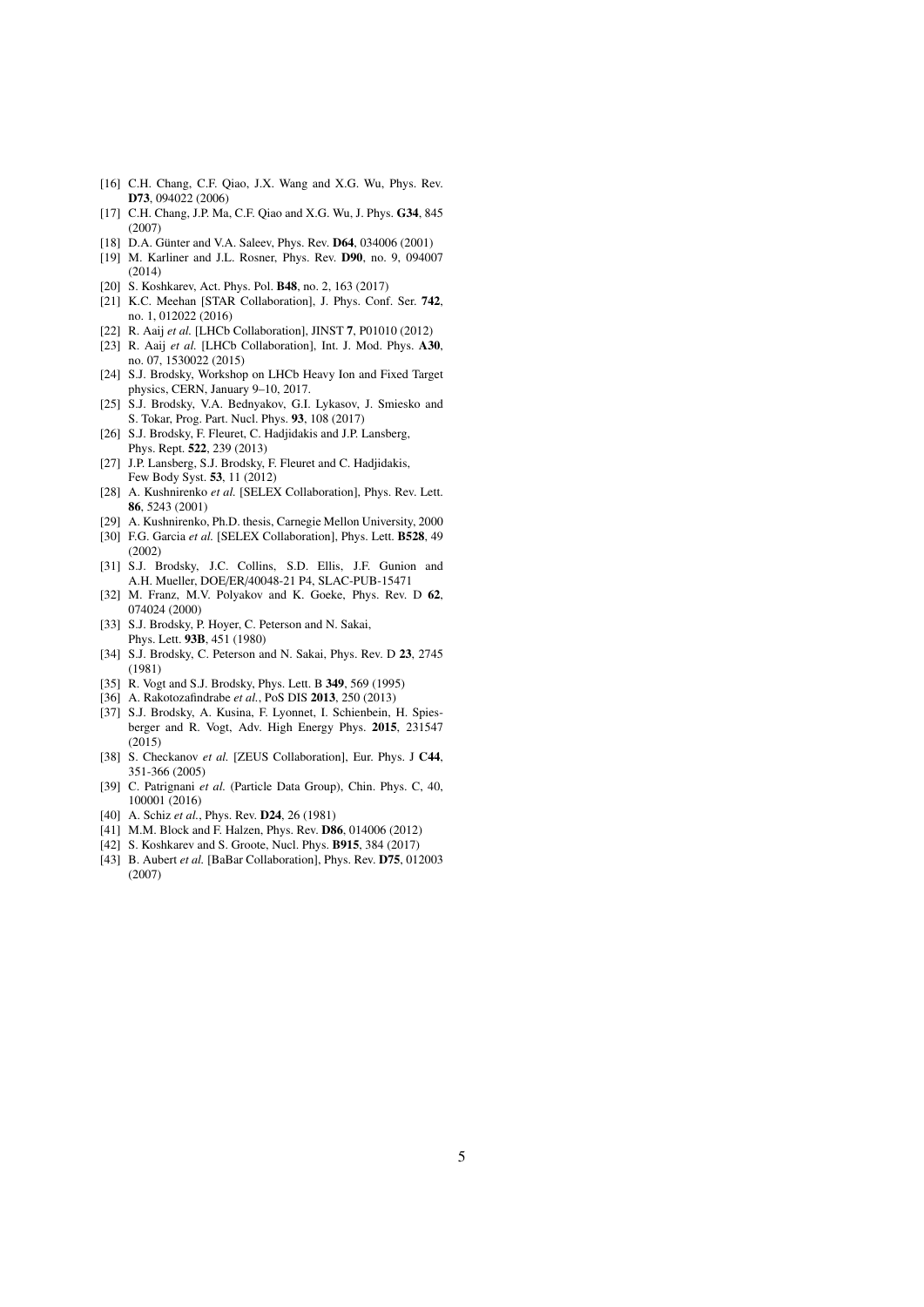[16] C.H. Chang, C.F. Qiao, J.X. Wang and X.G. Wu, Phys. Rev. **D73**, 094022 (2006)

[17] C.H. Chang, J.P. Ma, C.F. Qiao and X.G. Wu, J. Phys. **G34**, 845 (2007)

[18] D.A. Günter and V.A. Saleev, Phys. Rev. **D64**, 034006 (2001)

[19] M. Karliner and J.L. Rosner, Phys. Rev. **D90**, no. 9, 094007 (2014)

[20] S. Koshkarev, Act. Phys. Pol. **B48**, no. 2, 163 (2017)

[21] K.C. Meehan [STAR Collaboration], J. Phys. Conf. Ser. **742**, no. 1, 012022 (2016)

[22] R. Aaij *et al.* [LHCb Collaboration], JINST **7**, P01010 (2012)

[23] R. Aaij *et al.* [LHCb Collaboration], Int. J. Mod. Phys. **A30**, no. 07, 1530022 (2015)

[24] S.J. Brodsky, Workshop on LHCb Heavy Ion and Fixed Target physics, CERN, January 9–10, 2017.

[25] S.J. Brodsky, V.A. Bednyakov, G.I. Lykasov, J. Smiesko and S. Tokar, Prog. Part. Nucl. Phys. **93**, 108 (2017)

[26] S.J. Brodsky, F. Fleuret, C. Hadjidakis and J.P. Lansberg, Phys. Rept. **522**, 239 (2013)

[27] J.P. Lansberg, S.J. Brodsky, F. Fleuret and C. Hadjidakis, Few Body Syst. **53**, 11 (2012)

[28] A. Kushnirenko *et al.* [SELEX Collaboration], Phys. Rev. Lett. **86**, 5243 (2001)

[29] A. Kushnirenko, Ph.D. thesis, Carnegie Mellon University, 2000

[30] F.G. Garcia *et al.* [SELEX Collaboration], Phys. Lett. **B528**, 49 (2002)

[31] S.J. Brodsky, J.C. Collins, S.D. Ellis, J.F. Gunion and A.H. Mueller, DOE/ER/40048-21 P4, SLAC-PUB-15471

[32] M. Franz, M.V. Polyakov and K. Goeke, Phys. Rev. D **62**, 074024 (2000)

[33] S.J. Brodsky, P. Hoyer, C. Peterson and N. Sakai, Phys. Lett. **93B**, 451 (1980)

[34] S.J. Brodsky, C. Peterson and N. Sakai, Phys. Rev. D **23**, 2745 (1981)

[35] R. Vogt and S.J. Brodsky, Phys. Lett. B **349**, 569 (1995)

[36] A. Rakotozafindrabe *et al.*, PoS DIS **2013**, 250 (2013)

[37] S.J. Brodsky, A. Kusina, F. Lyonnet, I. Schienbein, H. Spiesberger and R. Vogt, Adv. High Energy Phys. **2015**, 231547 (2015)

[38] S. Checkanov *et al.* [ZEUS Collaboration], Eur. Phys. J **C44**, 351-366 (2005)

[39] C. Patrignani *et al.* (Particle Data Group), Chin. Phys. C, 40, 100001 (2016)

[40] A. Schiz *et al.*, Phys. Rev. **D24**, 26 (1981)

[41] M.M. Block and F. Halzen, Phys. Rev. **D86**, 014006 (2012)

[42] S. Koshkarev and S. Groote, Nucl. Phys. **B915**, 384 (2017)

[43] B. Aubert *et al.* [BaBar Collaboration], Phys. Rev. **D75**, 012003 (2007)